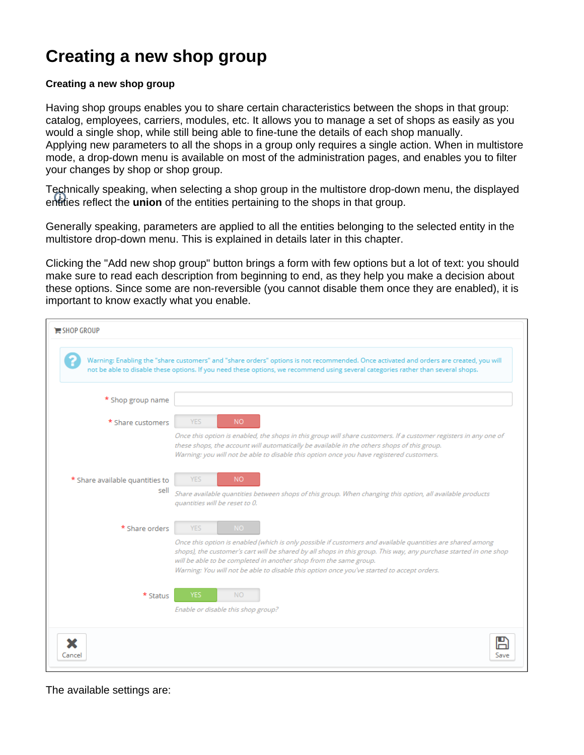# Creating a new shop group

**Creating a new shop group**

Having shop groups enables you to share certain characteristics between the shops in that group: catalog, employees, carriers, modules, etc. It allows you to manage a set of shops as easily as you would a single shop, while still being able to fine-tune the details of each shop manually.
Applying new parameters to all the shops in a group only requires a single action. When in multistore mode, a drop-down menu is available on most of the administration pages, and enables you to filter your changes by shop or shop group.

Technically speaking, when selecting a shop group in the multistore drop-down menu, the displayed entities reflect the **union** of the entities pertaining to the shops in that group.

Generally speaking, parameters are applied to all the entities belonging to the selected entity in the multistore drop-down menu. This is explained in details later in this chapter.

Clicking the "Add new shop group" button brings a form with few options but a lot of text: you should make sure to read each description from beginning to end, as they help you make a decision about these options. Since some are non-reversible (you cannot disable them once they are enabled), it is important to know exactly what you enable.

SHOP GROUP

Warning: Enabling the "share customers" and "share orders" options is not recommended. Once activated and orders are created, you will not be able to disable these options. If you need these options, we recommend using several categories rather than several shops.

* Shop group name

* Share customers — YES / NO

*Once this option is enabled, the shops in this group will share customers. If a customer registers in any one of these shops, the account will automatically be available in the others shops of this group.*
*Warning: you will not be able to disable this option once you have registered customers.*

* Share available quantities to sell — YES / NO

*Share available quantities between shops of this group. When changing this option, all available products quantities will be reset to 0.*

* Share orders — YES / NO

*Once this option is enabled (which is only possible if customers and available quantities are shared among shops), the customer's cart will be shared by all shops in this group. This way, any purchase started in one shop will be able to be completed in another shop from the same group.*
*Warning: You will not be able to disable this option once you've started to accept orders.*

* Status — YES / NO

*Enable or disable this shop group?*

Cancel — Save

The available settings are: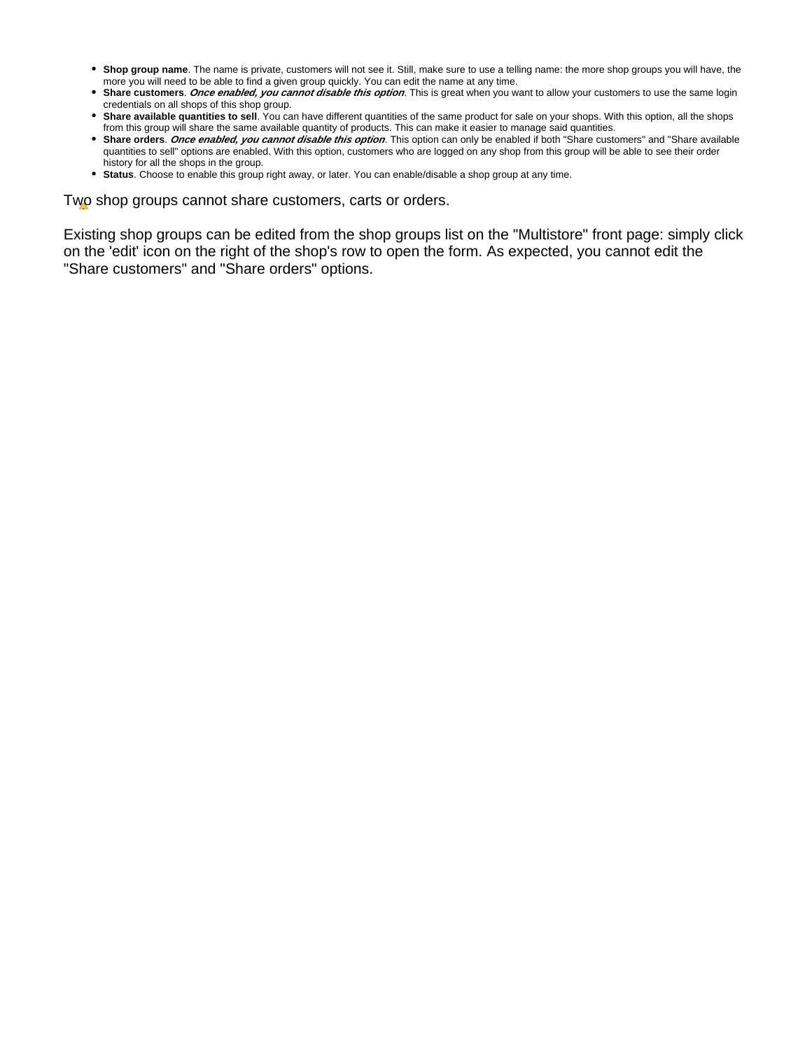- **Shop group name**. The name is private, customers will not see it. Still, make sure to use a telling name: the more shop groups you will have, the more you will need to be able to find a given group quickly. You can edit the name at any time.
- **Share customers**. ***Once enabled, you cannot disable this option***. This is great when you want to allow your customers to use the same login credentials on all shops of this shop group.
- **Share available quantities to sell**. You can have different quantities of the same product for sale on your shops. With this option, all the shops from this group will share the same available quantity of products. This can make it easier to manage said quantities.
- **Share orders**. ***Once enabled, you cannot disable this option***. This option can only be enabled if both "Share customers" and "Share available quantities to sell" options are enabled. With this option, customers who are logged on any shop from this group will be able to see their order history for all the shops in the group.
- **Status**. Choose to enable this group right away, or later. You can enable/disable a shop group at any time.

Two shop groups cannot share customers, carts or orders.

Existing shop groups can be edited from the shop groups list on the "Multistore" front page: simply click on the 'edit' icon on the right of the shop's row to open the form. As expected, you cannot edit the "Share customers" and "Share orders" options.